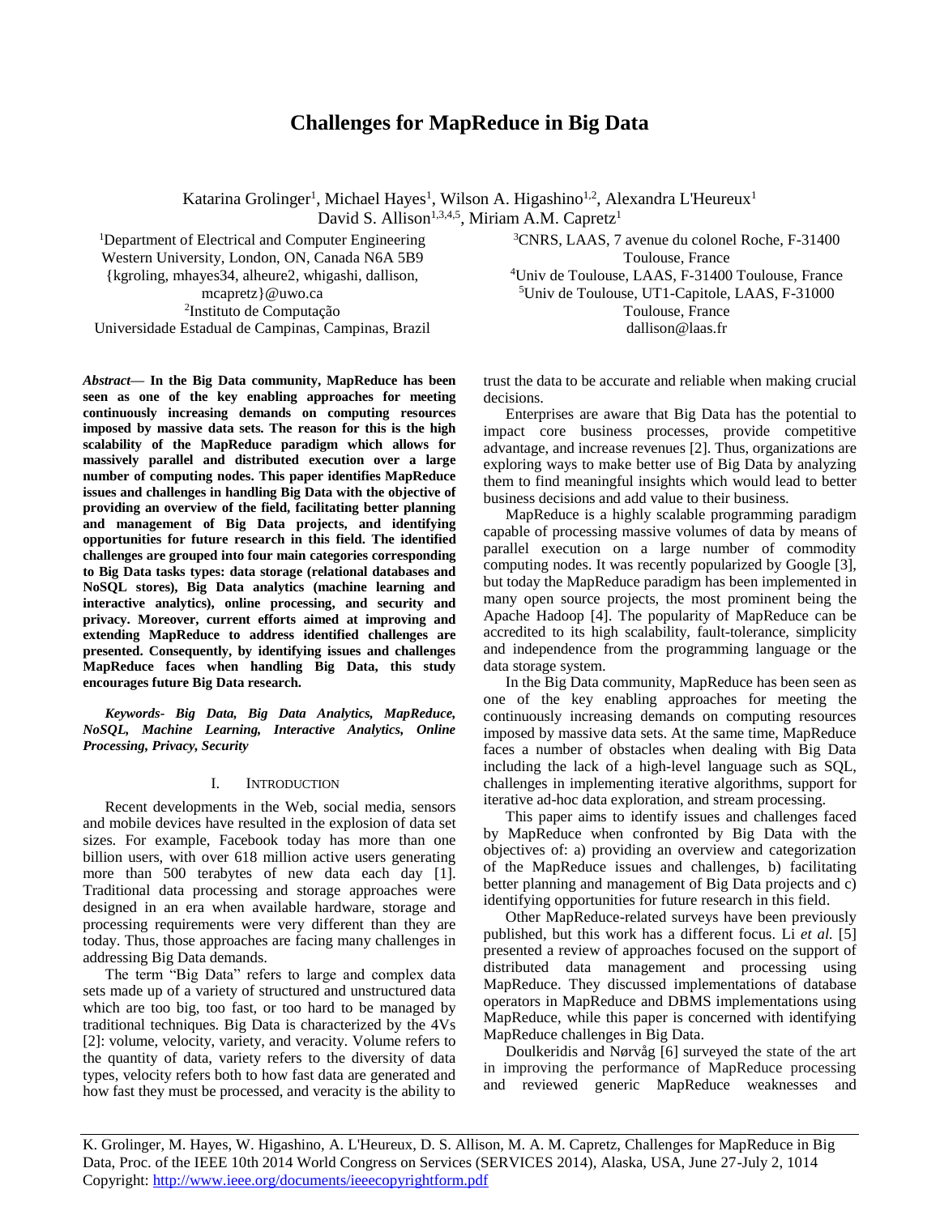# Challenges for MapReduce in Big Data

Katarina Grolinger[1], Michael Hayes[1], Wilson A. Higashino[1,2], Alexandra L'Heureux[1]
David S. Allison[1,3,4,5], Miriam A.M. Capretz[1]

[1]Department of Electrical and Computer Engineering
Western University, London, ON, Canada N6A 5B9
{kgroling, mhayes34, alheure2, whigashi, dallison, mcapretz}@uwo.ca
[2]Instituto de Computação
Universidade Estadual de Campinas, Campinas, Brazil

[3]CNRS, LAAS, 7 avenue du colonel Roche, F-31400 Toulouse, France
[4]Univ de Toulouse, LAAS, F-31400 Toulouse, France
[5]Univ de Toulouse, UT1-Capitole, LAAS, F-31000 Toulouse, France
dallison@laas.fr

***Abstract*— In the Big Data community, MapReduce has been seen as one of the key enabling approaches for meeting continuously increasing demands on computing resources imposed by massive data sets. The reason for this is the high scalability of the MapReduce paradigm which allows for massively parallel and distributed execution over a large number of computing nodes. This paper identifies MapReduce issues and challenges in handling Big Data with the objective of providing an overview of the field, facilitating better planning and management of Big Data projects, and identifying opportunities for future research in this field. The identified challenges are grouped into four main categories corresponding to Big Data tasks types: data storage (relational databases and NoSQL stores), Big Data analytics (machine learning and interactive analytics), online processing, and security and privacy. Moreover, current efforts aimed at improving and extending MapReduce to address identified challenges are presented. Consequently, by identifying issues and challenges MapReduce faces when handling Big Data, this study encourages future Big Data research.**

***Keywords- Big Data, Big Data Analytics, MapReduce, NoSQL, Machine Learning, Interactive Analytics, Online Processing, Privacy, Security***

## I. Introduction

Recent developments in the Web, social media, sensors and mobile devices have resulted in the explosion of data set sizes. For example, Facebook today has more than one billion users, with over 618 million active users generating more than 500 terabytes of new data each day [1]. Traditional data processing and storage approaches were designed in an era when available hardware, storage and processing requirements were very different than they are today. Thus, those approaches are facing many challenges in addressing Big Data demands.

The term "Big Data" refers to large and complex data sets made up of a variety of structured and unstructured data which are too big, too fast, or too hard to be managed by traditional techniques. Big Data is characterized by the 4Vs [2]: volume, velocity, variety, and veracity. Volume refers to the quantity of data, variety refers to the diversity of data types, velocity refers both to how fast data are generated and how fast they must be processed, and veracity is the ability to trust the data to be accurate and reliable when making crucial decisions.

Enterprises are aware that Big Data has the potential to impact core business processes, provide competitive advantage, and increase revenues [2]. Thus, organizations are exploring ways to make better use of Big Data by analyzing them to find meaningful insights which would lead to better business decisions and add value to their business.

MapReduce is a highly scalable programming paradigm capable of processing massive volumes of data by means of parallel execution on a large number of commodity computing nodes. It was recently popularized by Google [3], but today the MapReduce paradigm has been implemented in many open source projects, the most prominent being the Apache Hadoop [4]. The popularity of MapReduce can be accredited to its high scalability, fault-tolerance, simplicity and independence from the programming language or the data storage system.

In the Big Data community, MapReduce has been seen as one of the key enabling approaches for meeting the continuously increasing demands on computing resources imposed by massive data sets. At the same time, MapReduce faces a number of obstacles when dealing with Big Data including the lack of a high-level language such as SQL, challenges in implementing iterative algorithms, support for iterative ad-hoc data exploration, and stream processing.

This paper aims to identify issues and challenges faced by MapReduce when confronted by Big Data with the objectives of: a) providing an overview and categorization of the MapReduce issues and challenges, b) facilitating better planning and management of Big Data projects and c) identifying opportunities for future research in this field.

Other MapReduce-related surveys have been previously published, but this work has a different focus. Li *et al.* [5] presented a review of approaches focused on the support of distributed data management and processing using MapReduce. They discussed implementations of database operators in MapReduce and DBMS implementations using MapReduce, while this paper is concerned with identifying MapReduce challenges in Big Data.

Doulkeridis and Nørvåg [6] surveyed the state of the art in improving the performance of MapReduce processing and reviewed generic MapReduce weaknesses and

K. Grolinger, M. Hayes, W. Higashino, A. L'Heureux, D. S. Allison, M. A. M. Capretz, Challenges for MapReduce in Big Data, Proc. of the IEEE 10th 2014 World Congress on Services (SERVICES 2014), Alaska, USA, June 27-July 2, 1014
Copyright: http://www.ieee.org/documents/ieeecopyrightform.pdf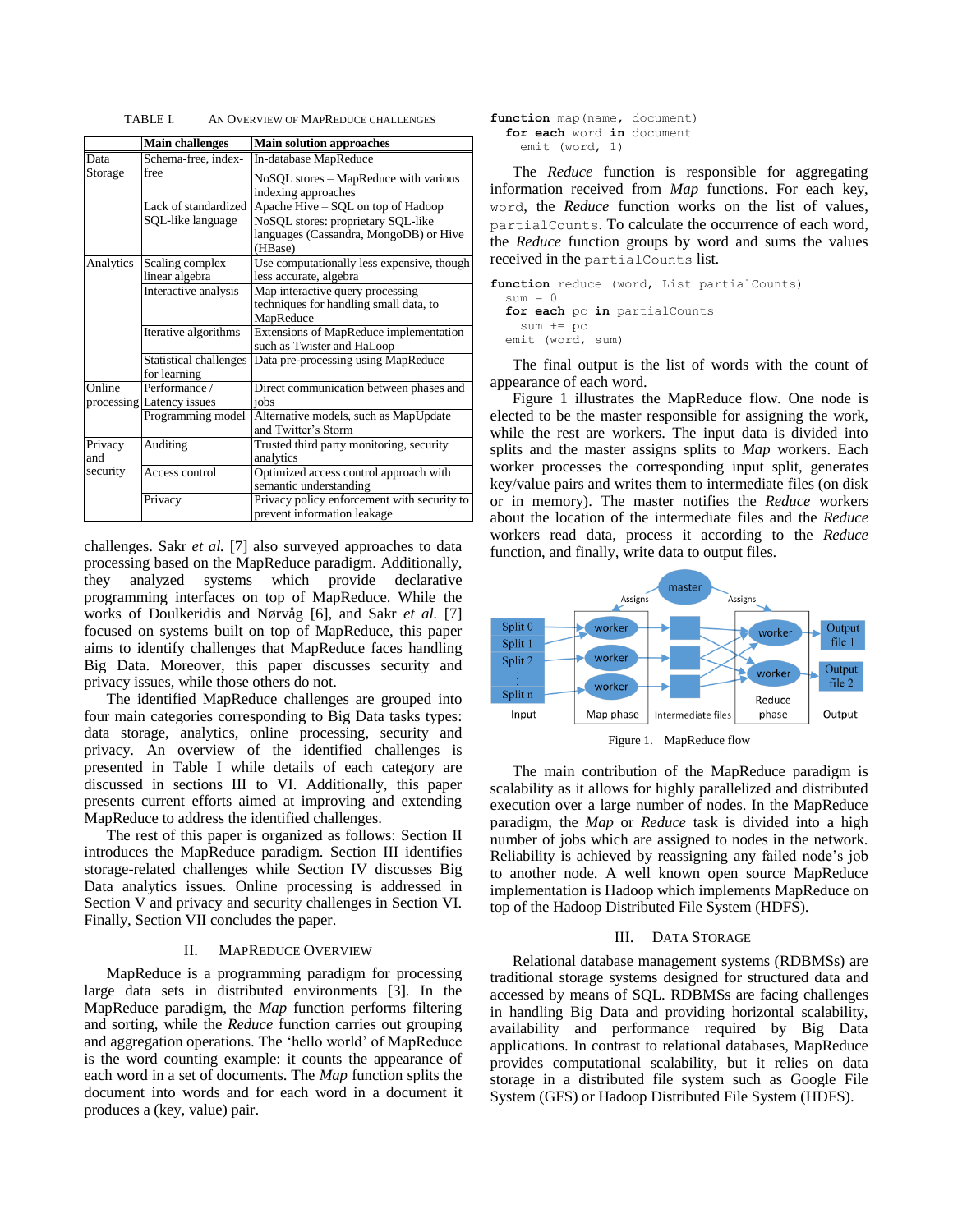TABLE I. AN OVERVIEW OF MAPREDUCE CHALLENGES

| | Main challenges | Main solution approaches |
|---|---|---|
| Data Storage | Schema-free, index-free | In-database MapReduce |
| | | NoSQL stores – MapReduce with various indexing approaches |
| | Lack of standardized SQL-like language | Apache Hive – SQL on top of Hadoop |
| | | NoSQL stores: proprietary SQL-like languages (Cassandra, MongoDB) or Hive (HBase) |
| Analytics | Scaling complex linear algebra | Use computationally less expensive, though less accurate, algebra |
| | Interactive analysis | Map interactive query processing techniques for handling small data, to MapReduce |
| | Iterative algorithms | Extensions of MapReduce implementation such as Twister and HaLoop |
| | Statistical challenges for learning | Data pre-processing using MapReduce |
| Online processing | Performance / Latency issues | Direct communication between phases and jobs |
| | Programming model | Alternative models, such as MapUpdate and Twitter's Storm |
| Privacy and security | Auditing | Trusted third party monitoring, security analytics |
| | Access control | Optimized access control approach with semantic understanding |
| | Privacy | Privacy policy enforcement with security to prevent information leakage |

challenges. Sakr *et al.* [7] also surveyed approaches to data processing based on the MapReduce paradigm. Additionally, they analyzed systems which provide declarative programming interfaces on top of MapReduce. While the works of Doulkeridis and Nørvåg [6], and Sakr *et al.* [7] focused on systems built on top of MapReduce, this paper aims to identify challenges that MapReduce faces handling Big Data. Moreover, this paper discusses security and privacy issues, while those others do not.

The identified MapReduce challenges are grouped into four main categories corresponding to Big Data tasks types: data storage, analytics, online processing, security and privacy. An overview of the identified challenges is presented in Table I while details of each category are discussed in sections III to VI. Additionally, this paper presents current efforts aimed at improving and extending MapReduce to address the identified challenges.

The rest of this paper is organized as follows: Section II introduces the MapReduce paradigm. Section III identifies storage-related challenges while Section IV discusses Big Data analytics issues. Online processing is addressed in Section V and privacy and security challenges in Section VI. Finally, Section VII concludes the paper.

## II. MAPREDUCE OVERVIEW

MapReduce is a programming paradigm for processing large data sets in distributed environments [3]. In the MapReduce paradigm, the *Map* function performs filtering and sorting, while the *Reduce* function carries out grouping and aggregation operations. The 'hello world' of MapReduce is the word counting example: it counts the appearance of each word in a set of documents. The *Map* function splits the document into words and for each word in a document it produces a (key, value) pair.

```
function map(name, document)
  for each word in document
    emit (word, 1)
```

The *Reduce* function is responsible for aggregating information received from *Map* functions. For each key, `word`, the *Reduce* function works on the list of values, `partialCounts`. To calculate the occurrence of each word, the *Reduce* function groups by word and sums the values received in the `partialCounts` list.

```
function reduce (word, List partialCounts)
  sum = 0
  for each pc in partialCounts
    sum += pc
  emit (word, sum)
```

The final output is the list of words with the count of appearance of each word.

Figure 1 illustrates the MapReduce flow. One node is elected to be the master responsible for assigning the work, while the rest are workers. The input data is divided into splits and the master assigns splits to *Map* workers. Each worker processes the corresponding input split, generates key/value pairs and writes them to intermediate files (on disk or in memory). The master notifies the *Reduce* workers about the location of the intermediate files and the *Reduce* workers read data, process it according to the *Reduce* function, and finally, write data to output files.

master
Assigns
Assigns
Split 0
Split 1
Split 2
⋮
Split n
worker
worker
worker
worker
worker
Output file 1
Output file 2
Input
Map phase
Intermediate files
Reduce phase
Output

Figure 1. MapReduce flow

The main contribution of the MapReduce paradigm is scalability as it allows for highly parallelized and distributed execution over a large number of nodes. In the MapReduce paradigm, the *Map* or *Reduce* task is divided into a high number of jobs which are assigned to nodes in the network. Reliability is achieved by reassigning any failed node's job to another node. A well known open source MapReduce implementation is Hadoop which implements MapReduce on top of the Hadoop Distributed File System (HDFS).

## III. DATA STORAGE

Relational database management systems (RDBMSs) are traditional storage systems designed for structured data and accessed by means of SQL. RDBMSs are facing challenges in handling Big Data and providing horizontal scalability, availability and performance required by Big Data applications. In contrast to relational databases, MapReduce provides computational scalability, but it relies on data storage in a distributed file system such as Google File System (GFS) or Hadoop Distributed File System (HDFS).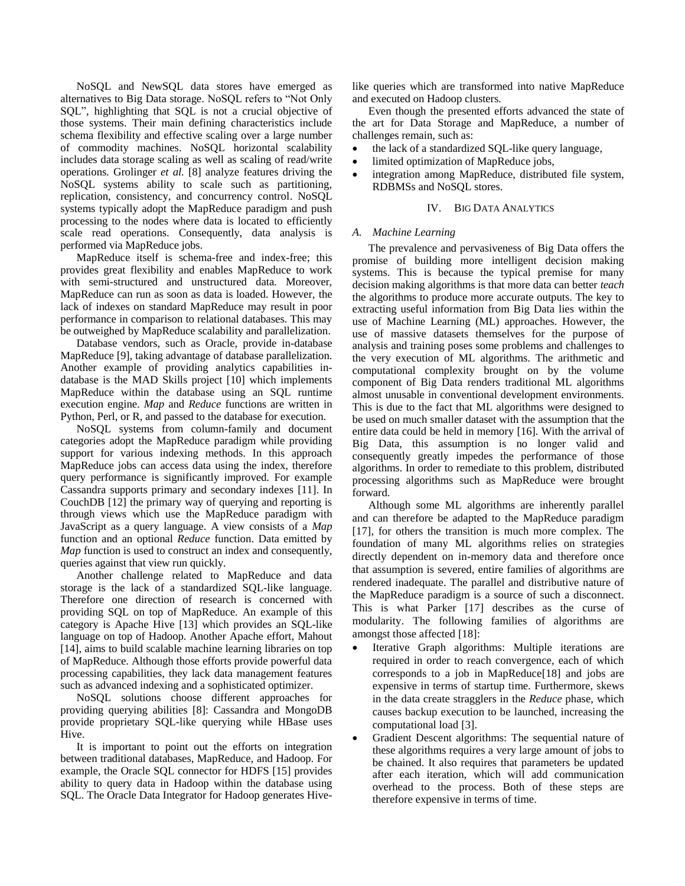NoSQL and NewSQL data stores have emerged as alternatives to Big Data storage. NoSQL refers to “Not Only SQL”, highlighting that SQL is not a crucial objective of those systems. Their main defining characteristics include schema flexibility and effective scaling over a large number of commodity machines. NoSQL horizontal scalability includes data storage scaling as well as scaling of read/write operations. Grolinger *et al.* [8] analyze features driving the NoSQL systems ability to scale such as partitioning, replication, consistency, and concurrency control. NoSQL systems typically adopt the MapReduce paradigm and push processing to the nodes where data is located to efficiently scale read operations. Consequently, data analysis is performed via MapReduce jobs.

MapReduce itself is schema-free and index-free; this provides great flexibility and enables MapReduce to work with semi-structured and unstructured data. Moreover, MapReduce can run as soon as data is loaded. However, the lack of indexes on standard MapReduce may result in poor performance in comparison to relational databases. This may be outweighed by MapReduce scalability and parallelization.

Database vendors, such as Oracle, provide in-database MapReduce [9], taking advantage of database parallelization. Another example of providing analytics capabilities in-database is the MAD Skills project [10] which implements MapReduce within the database using an SQL runtime execution engine. *Map* and *Reduce* functions are written in Python, Perl, or R, and passed to the database for execution.

NoSQL systems from column-family and document categories adopt the MapReduce paradigm while providing support for various indexing methods. In this approach MapReduce jobs can access data using the index, therefore query performance is significantly improved. For example Cassandra supports primary and secondary indexes [11]. In CouchDB [12] the primary way of querying and reporting is through views which use the MapReduce paradigm with JavaScript as a query language. A view consists of a *Map* function and an optional *Reduce* function. Data emitted by *Map* function is used to construct an index and consequently, queries against that view run quickly.

Another challenge related to MapReduce and data storage is the lack of a standardized SQL-like language. Therefore one direction of research is concerned with providing SQL on top of MapReduce. An example of this category is Apache Hive [13] which provides an SQL-like language on top of Hadoop. Another Apache effort, Mahout [14], aims to build scalable machine learning libraries on top of MapReduce. Although those efforts provide powerful data processing capabilities, they lack data management features such as advanced indexing and a sophisticated optimizer.

NoSQL solutions choose different approaches for providing querying abilities [8]: Cassandra and MongoDB provide proprietary SQL-like querying while HBase uses Hive.

It is important to point out the efforts on integration between traditional databases, MapReduce, and Hadoop. For example, the Oracle SQL connector for HDFS [15] provides ability to query data in Hadoop within the database using SQL. The Oracle Data Integrator for Hadoop generates Hive-like queries which are transformed into native MapReduce and executed on Hadoop clusters.

Even though the presented efforts advanced the state of the art for Data Storage and MapReduce, a number of challenges remain, such as:

- the lack of a standardized SQL-like query language,
- limited optimization of MapReduce jobs,
- integration among MapReduce, distributed file system, RDBMSs and NoSQL stores.

## IV. Big Data Analytics

### A. Machine Learning

The prevalence and pervasiveness of Big Data offers the promise of building more intelligent decision making systems. This is because the typical premise for many decision making algorithms is that more data can better *teach* the algorithms to produce more accurate outputs. The key to extracting useful information from Big Data lies within the use of Machine Learning (ML) approaches. However, the use of massive datasets themselves for the purpose of analysis and training poses some problems and challenges to the very execution of ML algorithms. The arithmetic and computational complexity brought on by the volume component of Big Data renders traditional ML algorithms almost unusable in conventional development environments. This is due to the fact that ML algorithms were designed to be used on much smaller dataset with the assumption that the entire data could be held in memory [16]. With the arrival of Big Data, this assumption is no longer valid and consequently greatly impedes the performance of those algorithms. In order to remediate to this problem, distributed processing algorithms such as MapReduce were brought forward.

Although some ML algorithms are inherently parallel and can therefore be adapted to the MapReduce paradigm [17], for others the transition is much more complex. The foundation of many ML algorithms relies on strategies directly dependent on in-memory data and therefore once that assumption is severed, entire families of algorithms are rendered inadequate. The parallel and distributive nature of the MapReduce paradigm is a source of such a disconnect. This is what Parker [17] describes as the curse of modularity. The following families of algorithms are amongst those affected [18]:

- Iterative Graph algorithms: Multiple iterations are required in order to reach convergence, each of which corresponds to a job in MapReduce[18] and jobs are expensive in terms of startup time. Furthermore, skews in the data create stragglers in the *Reduce* phase, which causes backup execution to be launched, increasing the computational load [3].
- Gradient Descent algorithms: The sequential nature of these algorithms requires a very large amount of jobs to be chained. It also requires that parameters be updated after each iteration, which will add communication overhead to the process. Both of these steps are therefore expensive in terms of time.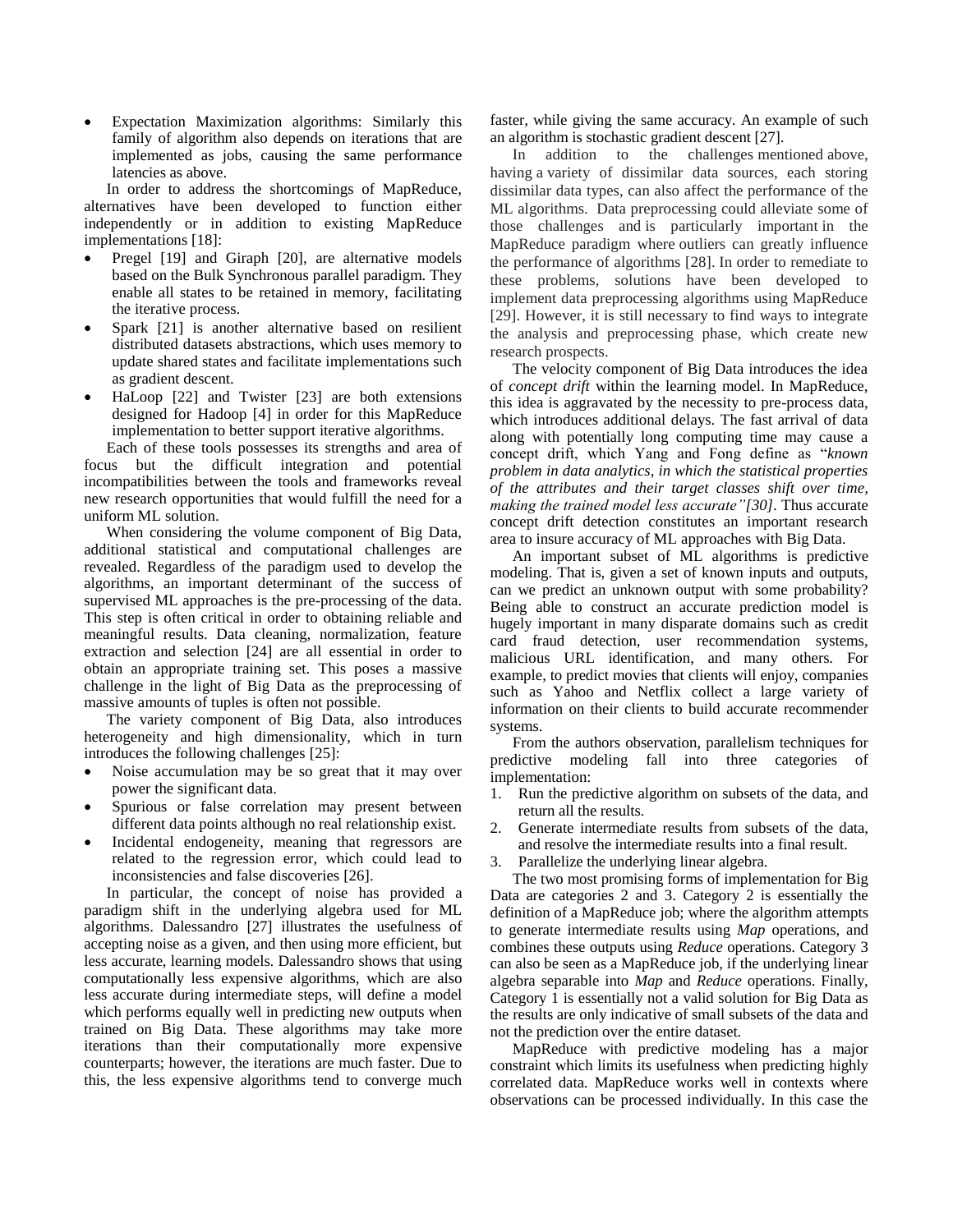- Expectation Maximization algorithms: Similarly this family of algorithm also depends on iterations that are implemented as jobs, causing the same performance latencies as above.

In order to address the shortcomings of MapReduce, alternatives have been developed to function either independently or in addition to existing MapReduce implementations [18]:

- Pregel [19] and Giraph [20], are alternative models based on the Bulk Synchronous parallel paradigm. They enable all states to be retained in memory, facilitating the iterative process.
- Spark [21] is another alternative based on resilient distributed datasets abstractions, which uses memory to update shared states and facilitate implementations such as gradient descent.
- HaLoop [22] and Twister [23] are both extensions designed for Hadoop [4] in order for this MapReduce implementation to better support iterative algorithms.

Each of these tools possesses its strengths and area of focus but the difficult integration and potential incompatibilities between the tools and frameworks reveal new research opportunities that would fulfill the need for a uniform ML solution.

When considering the volume component of Big Data, additional statistical and computational challenges are revealed. Regardless of the paradigm used to develop the algorithms, an important determinant of the success of supervised ML approaches is the pre-processing of the data. This step is often critical in order to obtaining reliable and meaningful results. Data cleaning, normalization, feature extraction and selection [24] are all essential in order to obtain an appropriate training set. This poses a massive challenge in the light of Big Data as the preprocessing of massive amounts of tuples is often not possible.

The variety component of Big Data, also introduces heterogeneity and high dimensionality, which in turn introduces the following challenges [25]:

- Noise accumulation may be so great that it may over power the significant data.
- Spurious or false correlation may present between different data points although no real relationship exist.
- Incidental endogeneity, meaning that regressors are related to the regression error, which could lead to inconsistencies and false discoveries [26].

In particular, the concept of noise has provided a paradigm shift in the underlying algebra used for ML algorithms. Dalessandro [27] illustrates the usefulness of accepting noise as a given, and then using more efficient, but less accurate, learning models. Dalessandro shows that using computationally less expensive algorithms, which are also less accurate during intermediate steps, will define a model which performs equally well in predicting new outputs when trained on Big Data. These algorithms may take more iterations than their computationally more expensive counterparts; however, the iterations are much faster. Due to this, the less expensive algorithms tend to converge much faster, while giving the same accuracy. An example of such an algorithm is stochastic gradient descent [27].

In addition to the challenges mentioned above, having a variety of dissimilar data sources, each storing dissimilar data types, can also affect the performance of the ML algorithms. Data preprocessing could alleviate some of those challenges and is particularly important in the MapReduce paradigm where outliers can greatly influence the performance of algorithms [28]. In order to remediate to these problems, solutions have been developed to implement data preprocessing algorithms using MapReduce [29]. However, it is still necessary to find ways to integrate the analysis and preprocessing phase, which create new research prospects.

The velocity component of Big Data introduces the idea of *concept drift* within the learning model. In MapReduce, this idea is aggravated by the necessity to pre-process data, which introduces additional delays. The fast arrival of data along with potentially long computing time may cause a concept drift, which Yang and Fong define as "*known problem in data analytics, in which the statistical properties of the attributes and their target classes shift over time, making the trained model less accurate"[30]*. Thus accurate concept drift detection constitutes an important research area to insure accuracy of ML approaches with Big Data.

An important subset of ML algorithms is predictive modeling. That is, given a set of known inputs and outputs, can we predict an unknown output with some probability? Being able to construct an accurate prediction model is hugely important in many disparate domains such as credit card fraud detection, user recommendation systems, malicious URL identification, and many others. For example, to predict movies that clients will enjoy, companies such as Yahoo and Netflix collect a large variety of information on their clients to build accurate recommender systems.

From the authors observation, parallelism techniques for predictive modeling fall into three categories of implementation:

1. Run the predictive algorithm on subsets of the data, and return all the results.
2. Generate intermediate results from subsets of the data, and resolve the intermediate results into a final result.
3. Parallelize the underlying linear algebra.

The two most promising forms of implementation for Big Data are categories 2 and 3. Category 2 is essentially the definition of a MapReduce job; where the algorithm attempts to generate intermediate results using *Map* operations, and combines these outputs using *Reduce* operations. Category 3 can also be seen as a MapReduce job, if the underlying linear algebra separable into *Map* and *Reduce* operations. Finally, Category 1 is essentially not a valid solution for Big Data as the results are only indicative of small subsets of the data and not the prediction over the entire dataset.

MapReduce with predictive modeling has a major constraint which limits its usefulness when predicting highly correlated data. MapReduce works well in contexts where observations can be processed individually. In this case the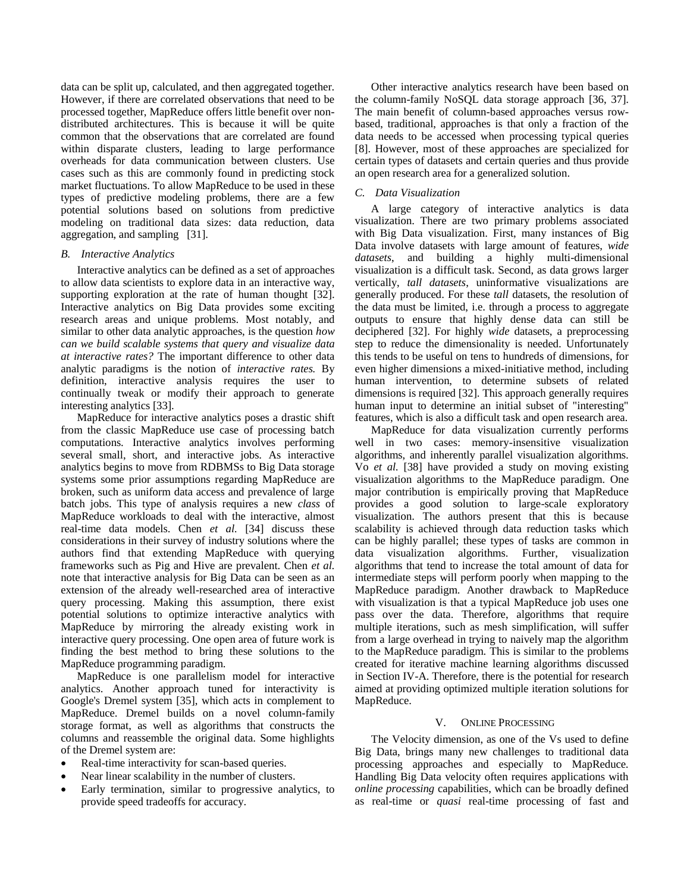data can be split up, calculated, and then aggregated together. However, if there are correlated observations that need to be processed together, MapReduce offers little benefit over non-distributed architectures. This is because it will be quite common that the observations that are correlated are found within disparate clusters, leading to large performance overheads for data communication between clusters. Use cases such as this are commonly found in predicting stock market fluctuations. To allow MapReduce to be used in these types of predictive modeling problems, there are a few potential solutions based on solutions from predictive modeling on traditional data sizes: data reduction, data aggregation, and sampling [31].

### B. Interactive Analytics

Interactive analytics can be defined as a set of approaches to allow data scientists to explore data in an interactive way, supporting exploration at the rate of human thought [32]. Interactive analytics on Big Data provides some exciting research areas and unique problems. Most notably, and similar to other data analytic approaches, is the question *how can we build scalable systems that query and visualize data at interactive rates?* The important difference to other data analytic paradigms is the notion of *interactive rates.* By definition, interactive analysis requires the user to continually tweak or modify their approach to generate interesting analytics [33].

MapReduce for interactive analytics poses a drastic shift from the classic MapReduce use case of processing batch computations. Interactive analytics involves performing several small, short, and interactive jobs. As interactive analytics begins to move from RDBMSs to Big Data storage systems some prior assumptions regarding MapReduce are broken, such as uniform data access and prevalence of large batch jobs. This type of analysis requires a new *class* of MapReduce workloads to deal with the interactive, almost real-time data models. Chen *et al.* [34] discuss these considerations in their survey of industry solutions where the authors find that extending MapReduce with querying frameworks such as Pig and Hive are prevalent. Chen *et al.* note that interactive analysis for Big Data can be seen as an extension of the already well-researched area of interactive query processing. Making this assumption, there exist potential solutions to optimize interactive analytics with MapReduce by mirroring the already existing work in interactive query processing. One open area of future work is finding the best method to bring these solutions to the MapReduce programming paradigm.

MapReduce is one parallelism model for interactive analytics. Another approach tuned for interactivity is Google's Dremel system [35], which acts in complement to MapReduce. Dremel builds on a novel column-family storage format, as well as algorithms that constructs the columns and reassemble the original data. Some highlights of the Dremel system are:

- Real-time interactivity for scan-based queries.
- Near linear scalability in the number of clusters.
- Early termination, similar to progressive analytics, to provide speed tradeoffs for accuracy.

Other interactive analytics research have been based on the column-family NoSQL data storage approach [36, 37]. The main benefit of column-based approaches versus row-based, traditional, approaches is that only a fraction of the data needs to be accessed when processing typical queries [8]. However, most of these approaches are specialized for certain types of datasets and certain queries and thus provide an open research area for a generalized solution.

### C. Data Visualization

A large category of interactive analytics is data visualization. There are two primary problems associated with Big Data visualization. First, many instances of Big Data involve datasets with large amount of features, *wide datasets*, and building a highly multi-dimensional visualization is a difficult task. Second, as data grows larger vertically, *tall datasets*, uninformative visualizations are generally produced. For these *tall* datasets, the resolution of the data must be limited, i.e. through a process to aggregate outputs to ensure that highly dense data can still be deciphered [32]. For highly *wide* datasets, a preprocessing step to reduce the dimensionality is needed. Unfortunately this tends to be useful on tens to hundreds of dimensions, for even higher dimensions a mixed-initiative method, including human intervention, to determine subsets of related dimensions is required [32]. This approach generally requires human input to determine an initial subset of "interesting" features, which is also a difficult task and open research area.

MapReduce for data visualization currently performs well in two cases: memory-insensitive visualization algorithms, and inherently parallel visualization algorithms. Vo *et al.* [38] have provided a study on moving existing visualization algorithms to the MapReduce paradigm. One major contribution is empirically proving that MapReduce provides a good solution to large-scale exploratory visualization. The authors present that this is because scalability is achieved through data reduction tasks which can be highly parallel; these types of tasks are common in data visualization algorithms. Further, visualization algorithms that tend to increase the total amount of data for intermediate steps will perform poorly when mapping to the MapReduce paradigm. Another drawback to MapReduce with visualization is that a typical MapReduce job uses one pass over the data. Therefore, algorithms that require multiple iterations, such as mesh simplification, will suffer from a large overhead in trying to naively map the algorithm to the MapReduce paradigm. This is similar to the problems created for iterative machine learning algorithms discussed in Section IV-A. Therefore, there is the potential for research aimed at providing optimized multiple iteration solutions for MapReduce.

## V. Online Processing

The Velocity dimension, as one of the Vs used to define Big Data, brings many new challenges to traditional data processing approaches and especially to MapReduce. Handling Big Data velocity often requires applications with *online processing* capabilities, which can be broadly defined as real-time or *quasi* real-time processing of fast and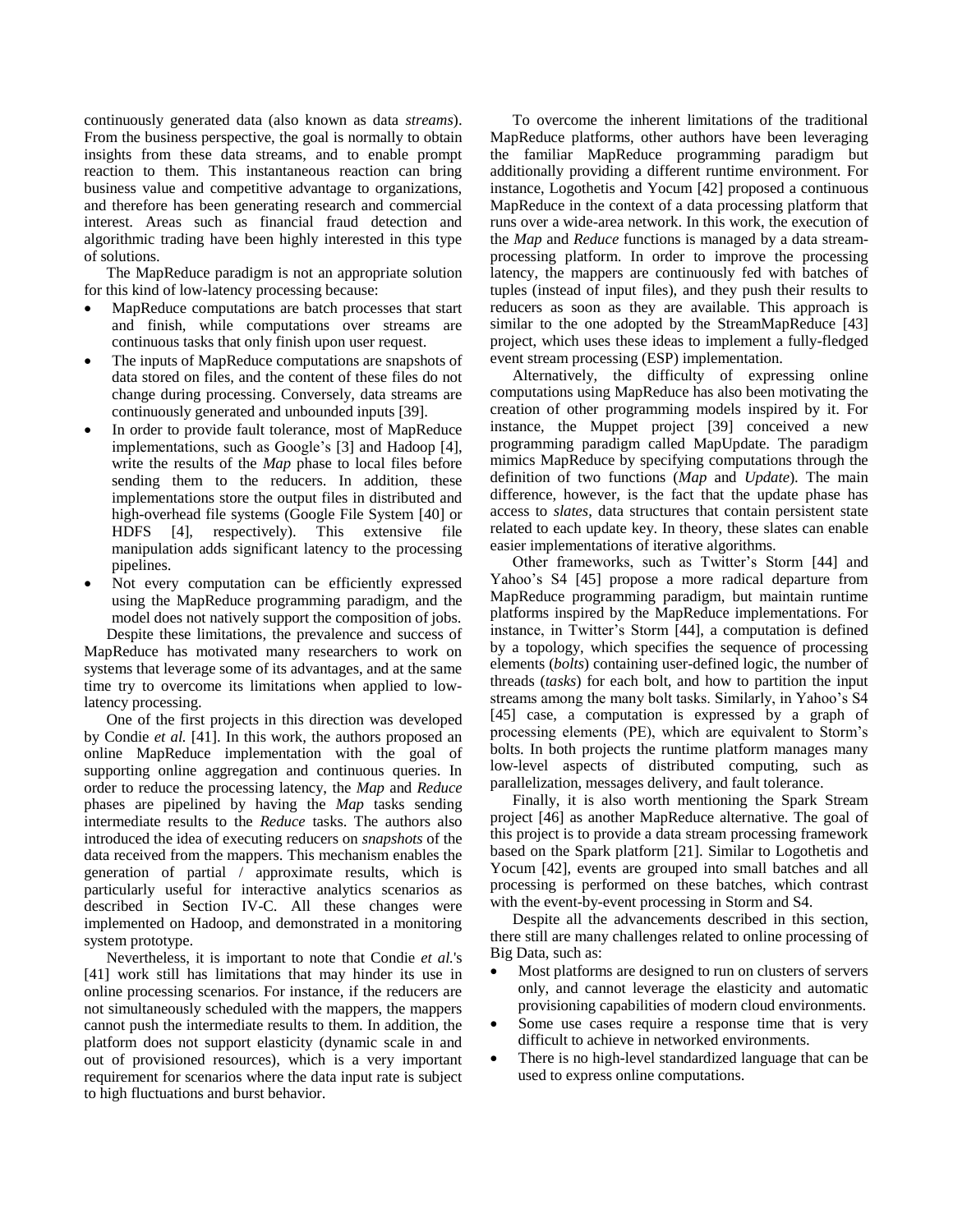continuously generated data (also known as data *streams*). From the business perspective, the goal is normally to obtain insights from these data streams, and to enable prompt reaction to them. This instantaneous reaction can bring business value and competitive advantage to organizations, and therefore has been generating research and commercial interest. Areas such as financial fraud detection and algorithmic trading have been highly interested in this type of solutions.

The MapReduce paradigm is not an appropriate solution for this kind of low-latency processing because:

- MapReduce computations are batch processes that start and finish, while computations over streams are continuous tasks that only finish upon user request.
- The inputs of MapReduce computations are snapshots of data stored on files, and the content of these files do not change during processing. Conversely, data streams are continuously generated and unbounded inputs [39].
- In order to provide fault tolerance, most of MapReduce implementations, such as Google's [3] and Hadoop [4], write the results of the *Map* phase to local files before sending them to the reducers. In addition, these implementations store the output files in distributed and high-overhead file systems (Google File System [40] or HDFS [4], respectively). This extensive file manipulation adds significant latency to the processing pipelines.
- Not every computation can be efficiently expressed using the MapReduce programming paradigm, and the model does not natively support the composition of jobs.

Despite these limitations, the prevalence and success of MapReduce has motivated many researchers to work on systems that leverage some of its advantages, and at the same time try to overcome its limitations when applied to low-latency processing.

One of the first projects in this direction was developed by Condie *et al.* [41]. In this work, the authors proposed an online MapReduce implementation with the goal of supporting online aggregation and continuous queries. In order to reduce the processing latency, the *Map* and *Reduce* phases are pipelined by having the *Map* tasks sending intermediate results to the *Reduce* tasks. The authors also introduced the idea of executing reducers on *snapshots* of the data received from the mappers. This mechanism enables the generation of partial / approximate results, which is particularly useful for interactive analytics scenarios as described in Section IV-C. All these changes were implemented on Hadoop, and demonstrated in a monitoring system prototype.

Nevertheless, it is important to note that Condie *et al.*'s [41] work still has limitations that may hinder its use in online processing scenarios. For instance, if the reducers are not simultaneously scheduled with the mappers, the mappers cannot push the intermediate results to them. In addition, the platform does not support elasticity (dynamic scale in and out of provisioned resources), which is a very important requirement for scenarios where the data input rate is subject to high fluctuations and burst behavior.

To overcome the inherent limitations of the traditional MapReduce platforms, other authors have been leveraging the familiar MapReduce programming paradigm but additionally providing a different runtime environment. For instance, Logothetis and Yocum [42] proposed a continuous MapReduce in the context of a data processing platform that runs over a wide-area network. In this work, the execution of the *Map* and *Reduce* functions is managed by a data stream-processing platform. In order to improve the processing latency, the mappers are continuously fed with batches of tuples (instead of input files), and they push their results to reducers as soon as they are available. This approach is similar to the one adopted by the StreamMapReduce [43] project, which uses these ideas to implement a fully-fledged event stream processing (ESP) implementation.

Alternatively, the difficulty of expressing online computations using MapReduce has also been motivating the creation of other programming models inspired by it. For instance, the Muppet project [39] conceived a new programming paradigm called MapUpdate. The paradigm mimics MapReduce by specifying computations through the definition of two functions (*Map* and *Update*). The main difference, however, is the fact that the update phase has access to *slates*, data structures that contain persistent state related to each update key. In theory, these slates can enable easier implementations of iterative algorithms.

Other frameworks, such as Twitter's Storm [44] and Yahoo's S4 [45] propose a more radical departure from MapReduce programming paradigm, but maintain runtime platforms inspired by the MapReduce implementations. For instance, in Twitter's Storm [44], a computation is defined by a topology, which specifies the sequence of processing elements (*bolts*) containing user-defined logic, the number of threads (*tasks*) for each bolt, and how to partition the input streams among the many bolt tasks. Similarly, in Yahoo's S4 [45] case, a computation is expressed by a graph of processing elements (PE), which are equivalent to Storm's bolts. In both projects the runtime platform manages many low-level aspects of distributed computing, such as parallelization, messages delivery, and fault tolerance.

Finally, it is also worth mentioning the Spark Stream project [46] as another MapReduce alternative. The goal of this project is to provide a data stream processing framework based on the Spark platform [21]. Similar to Logothetis and Yocum [42], events are grouped into small batches and all processing is performed on these batches, which contrast with the event-by-event processing in Storm and S4.

Despite all the advancements described in this section, there still are many challenges related to online processing of Big Data, such as:

- Most platforms are designed to run on clusters of servers only, and cannot leverage the elasticity and automatic provisioning capabilities of modern cloud environments.
- Some use cases require a response time that is very difficult to achieve in networked environments.
- There is no high-level standardized language that can be used to express online computations.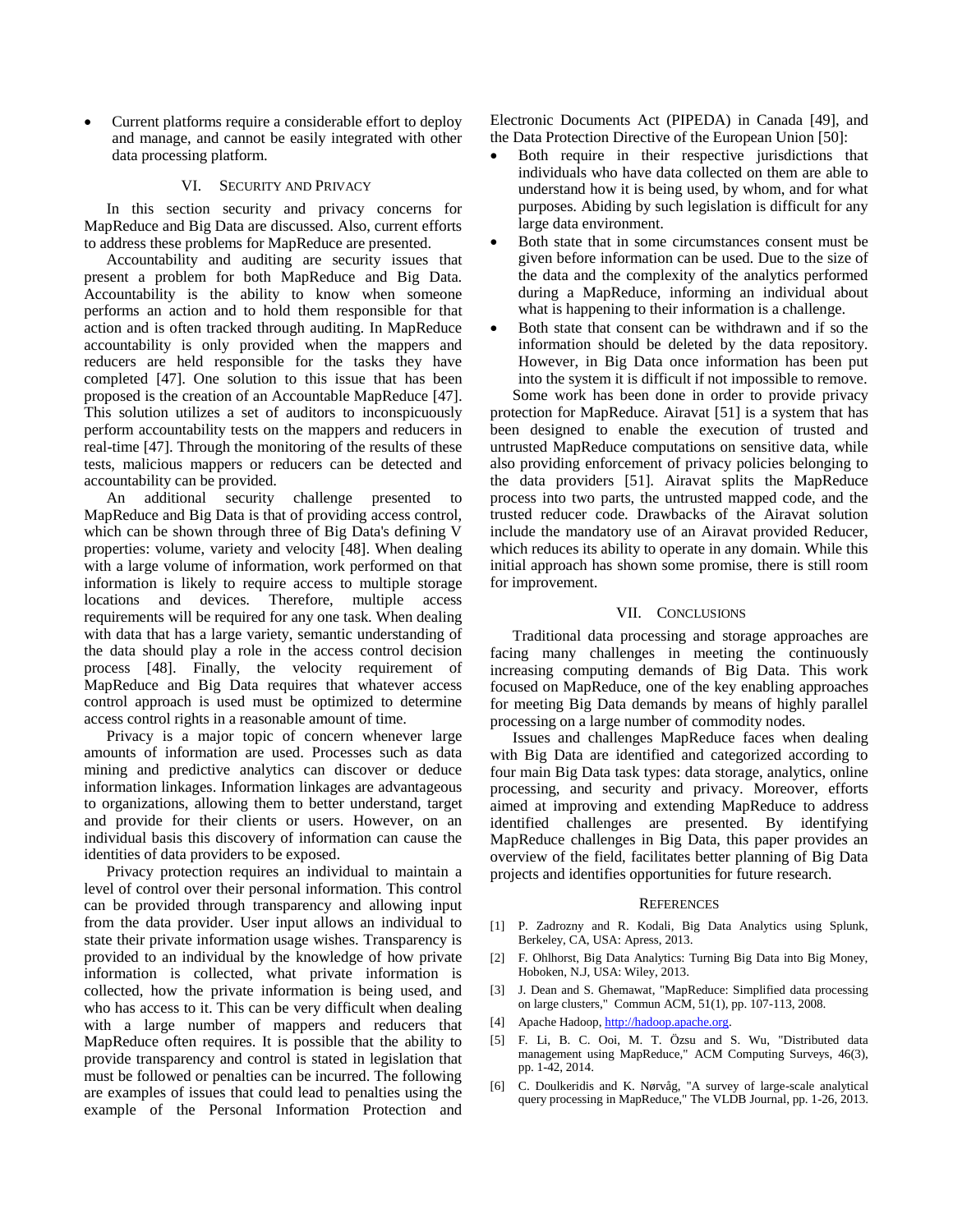- Current platforms require a considerable effort to deploy and manage, and cannot be easily integrated with other data processing platform.

## VI. Security and Privacy

In this section security and privacy concerns for MapReduce and Big Data are discussed. Also, current efforts to address these problems for MapReduce are presented.

Accountability and auditing are security issues that present a problem for both MapReduce and Big Data. Accountability is the ability to know when someone performs an action and to hold them responsible for that action and is often tracked through auditing. In MapReduce accountability is only provided when the mappers and reducers are held responsible for the tasks they have completed [47]. One solution to this issue that has been proposed is the creation of an Accountable MapReduce [47]. This solution utilizes a set of auditors to inconspicuously perform accountability tests on the mappers and reducers in real-time [47]. Through the monitoring of the results of these tests, malicious mappers or reducers can be detected and accountability can be provided.

An additional security challenge presented to MapReduce and Big Data is that of providing access control, which can be shown through three of Big Data's defining V properties: volume, variety and velocity [48]. When dealing with a large volume of information, work performed on that information is likely to require access to multiple storage locations and devices. Therefore, multiple access requirements will be required for any one task. When dealing with data that has a large variety, semantic understanding of the data should play a role in the access control decision process [48]. Finally, the velocity requirement of MapReduce and Big Data requires that whatever access control approach is used must be optimized to determine access control rights in a reasonable amount of time.

Privacy is a major topic of concern whenever large amounts of information are used. Processes such as data mining and predictive analytics can discover or deduce information linkages. Information linkages are advantageous to organizations, allowing them to better understand, target and provide for their clients or users. However, on an individual basis this discovery of information can cause the identities of data providers to be exposed.

Privacy protection requires an individual to maintain a level of control over their personal information. This control can be provided through transparency and allowing input from the data provider. User input allows an individual to state their private information usage wishes. Transparency is provided to an individual by the knowledge of how private information is collected, what private information is collected, how the private information is being used, and who has access to it. This can be very difficult when dealing with a large number of mappers and reducers that MapReduce often requires. It is possible that the ability to provide transparency and control is stated in legislation that must be followed or penalties can be incurred. The following are examples of issues that could lead to penalties using the example of the Personal Information Protection and Electronic Documents Act (PIPEDA) in Canada [49], and the Data Protection Directive of the European Union [50]:

- Both require in their respective jurisdictions that individuals who have data collected on them are able to understand how it is being used, by whom, and for what purposes. Abiding by such legislation is difficult for any large data environment.
- Both state that in some circumstances consent must be given before information can be used. Due to the size of the data and the complexity of the analytics performed during a MapReduce, informing an individual about what is happening to their information is a challenge.
- Both state that consent can be withdrawn and if so the information should be deleted by the data repository. However, in Big Data once information has been put into the system it is difficult if not impossible to remove.

Some work has been done in order to provide privacy protection for MapReduce. Airavat [51] is a system that has been designed to enable the execution of trusted and untrusted MapReduce computations on sensitive data, while also providing enforcement of privacy policies belonging to the data providers [51]. Airavat splits the MapReduce process into two parts, the untrusted mapped code, and the trusted reducer code. Drawbacks of the Airavat solution include the mandatory use of an Airavat provided Reducer, which reduces its ability to operate in any domain. While this initial approach has shown some promise, there is still room for improvement.

## VII. Conclusions

Traditional data processing and storage approaches are facing many challenges in meeting the continuously increasing computing demands of Big Data. This work focused on MapReduce, one of the key enabling approaches for meeting Big Data demands by means of highly parallel processing on a large number of commodity nodes.

Issues and challenges MapReduce faces when dealing with Big Data are identified and categorized according to four main Big Data task types: data storage, analytics, online processing, and security and privacy. Moreover, efforts aimed at improving and extending MapReduce to address identified challenges are presented. By identifying MapReduce challenges in Big Data, this paper provides an overview of the field, facilitates better planning of Big Data projects and identifies opportunities for future research.

## References

[1] P. Zadrozny and R. Kodali, Big Data Analytics using Splunk, Berkeley, CA, USA: Apress, 2013.

[2] F. Ohlhorst, Big Data Analytics: Turning Big Data into Big Money, Hoboken, N.J, USA: Wiley, 2013.

[3] J. Dean and S. Ghemawat, "MapReduce: Simplified data processing on large clusters," Commun ACM, 51(1), pp. 107-113, 2008.

[4] Apache Hadoop, http://hadoop.apache.org.

[5] F. Li, B. C. Ooi, M. T. Özsu and S. Wu, "Distributed data management using MapReduce," ACM Computing Surveys, 46(3), pp. 1-42, 2014.

[6] C. Doulkeridis and K. Nørvåg, "A survey of large-scale analytical query processing in MapReduce," The VLDB Journal, pp. 1-26, 2013.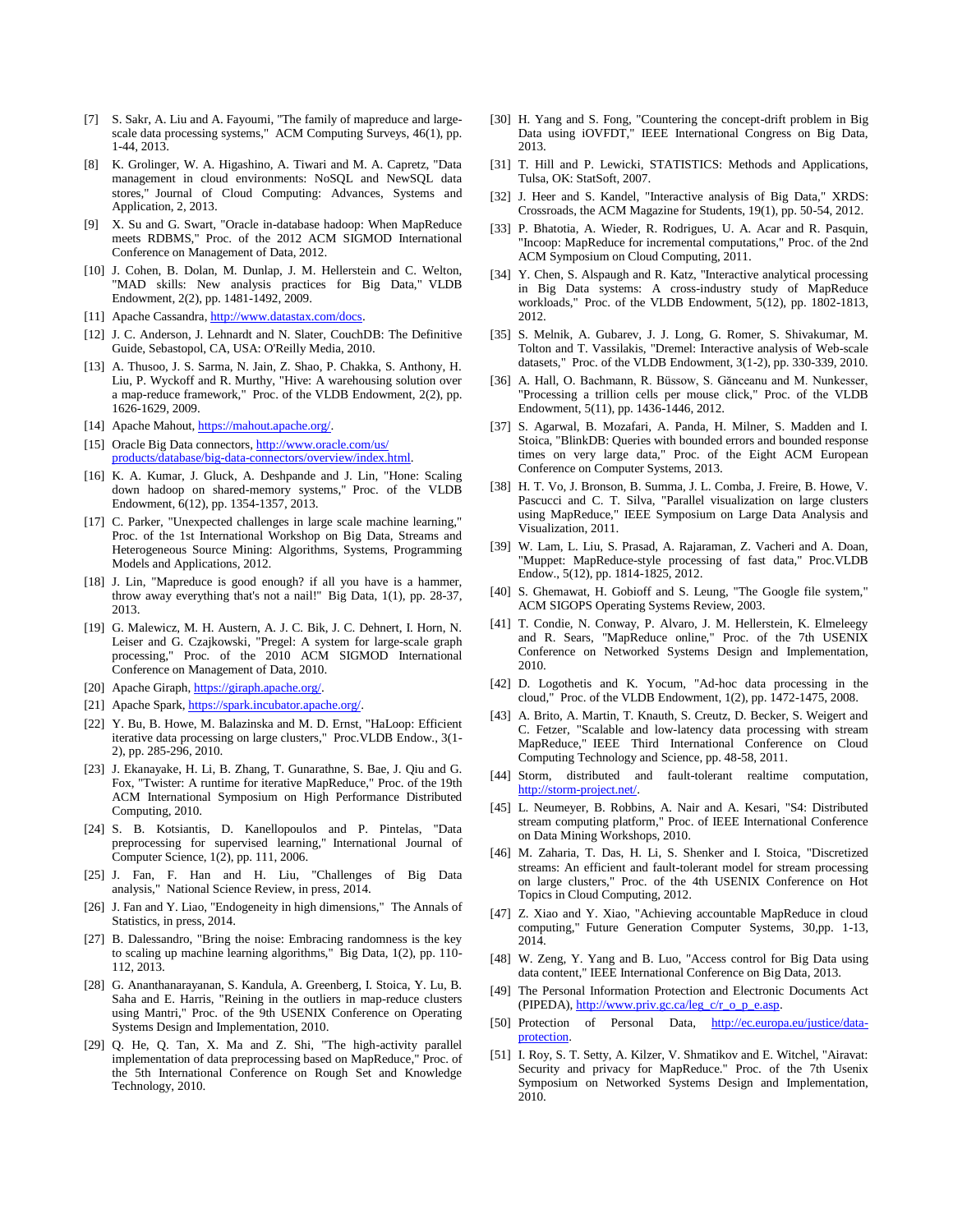[7] S. Sakr, A. Liu and A. Fayoumi, "The family of mapreduce and large-scale data processing systems," ACM Computing Surveys, 46(1), pp. 1-44, 2013.

[8] K. Grolinger, W. A. Higashino, A. Tiwari and M. A. Capretz, "Data management in cloud environments: NoSQL and NewSQL data stores," Journal of Cloud Computing: Advances, Systems and Application, 2, 2013.

[9] X. Su and G. Swart, "Oracle in-database hadoop: When MapReduce meets RDBMS," Proc. of the 2012 ACM SIGMOD International Conference on Management of Data, 2012.

[10] J. Cohen, B. Dolan, M. Dunlap, J. M. Hellerstein and C. Welton, "MAD skills: New analysis practices for Big Data," VLDB Endowment, 2(2), pp. 1481-1492, 2009.

[11] Apache Cassandra, http://www.datastax.com/docs.

[12] J. C. Anderson, J. Lehnardt and N. Slater, CouchDB: The Definitive Guide, Sebastopol, CA, USA: O'Reilly Media, 2010.

[13] A. Thusoo, J. S. Sarma, N. Jain, Z. Shao, P. Chakka, S. Anthony, H. Liu, P. Wyckoff and R. Murthy, "Hive: A warehousing solution over a map-reduce framework," Proc. of the VLDB Endowment, 2(2), pp. 1626-1629, 2009.

[14] Apache Mahout, https://mahout.apache.org/.

[15] Oracle Big Data connectors, http://www.oracle.com/us/products/database/big-data-connectors/overview/index.html.

[16] K. A. Kumar, J. Gluck, A. Deshpande and J. Lin, "Hone: Scaling down hadoop on shared-memory systems," Proc. of the VLDB Endowment, 6(12), pp. 1354-1357, 2013.

[17] C. Parker, "Unexpected challenges in large scale machine learning," Proc. of the 1st International Workshop on Big Data, Streams and Heterogeneous Source Mining: Algorithms, Systems, Programming Models and Applications, 2012.

[18] J. Lin, "Mapreduce is good enough? if all you have is a hammer, throw away everything that's not a nail!" Big Data, 1(1), pp. 28-37, 2013.

[19] G. Malewicz, M. H. Austern, A. J. C. Bik, J. C. Dehnert, I. Horn, N. Leiser and G. Czajkowski, "Pregel: A system for large-scale graph processing," Proc. of the 2010 ACM SIGMOD International Conference on Management of Data, 2010.

[20] Apache Giraph, https://giraph.apache.org/.

[21] Apache Spark, https://spark.incubator.apache.org/.

[22] Y. Bu, B. Howe, M. Balazinska and M. D. Ernst, "HaLoop: Efficient iterative data processing on large clusters," Proc.VLDB Endow., 3(1-2), pp. 285-296, 2010.

[23] J. Ekanayake, H. Li, B. Zhang, T. Gunarathne, S. Bae, J. Qiu and G. Fox, "Twister: A runtime for iterative MapReduce," Proc. of the 19th ACM International Symposium on High Performance Distributed Computing, 2010.

[24] S. B. Kotsiantis, D. Kanellopoulos and P. Pintelas, "Data preprocessing for supervised learning," International Journal of Computer Science, 1(2), pp. 111, 2006.

[25] J. Fan, F. Han and H. Liu, "Challenges of Big Data analysis," National Science Review, in press, 2014.

[26] J. Fan and Y. Liao, "Endogeneity in high dimensions," The Annals of Statistics, in press, 2014.

[27] B. Dalessandro, "Bring the noise: Embracing randomness is the key to scaling up machine learning algorithms," Big Data, 1(2), pp. 110-112, 2013.

[28] G. Ananthanarayanan, S. Kandula, A. Greenberg, I. Stoica, Y. Lu, B. Saha and E. Harris, "Reining in the outliers in map-reduce clusters using Mantri," Proc. of the 9th USENIX Conference on Operating Systems Design and Implementation, 2010.

[29] Q. He, Q. Tan, X. Ma and Z. Shi, "The high-activity parallel implementation of data preprocessing based on MapReduce," Proc. of the 5th International Conference on Rough Set and Knowledge Technology, 2010.

[30] H. Yang and S. Fong, "Countering the concept-drift problem in Big Data using iOVFDT," IEEE International Congress on Big Data, 2013.

[31] T. Hill and P. Lewicki, STATISTICS: Methods and Applications, Tulsa, OK: StatSoft, 2007.

[32] J. Heer and S. Kandel, "Interactive analysis of Big Data," XRDS: Crossroads, the ACM Magazine for Students, 19(1), pp. 50-54, 2012.

[33] P. Bhatotia, A. Wieder, R. Rodrigues, U. A. Acar and R. Pasquin, "Incoop: MapReduce for incremental computations," Proc. of the 2nd ACM Symposium on Cloud Computing, 2011.

[34] Y. Chen, S. Alspaugh and R. Katz, "Interactive analytical processing in Big Data systems: A cross-industry study of MapReduce workloads," Proc. of the VLDB Endowment, 5(12), pp. 1802-1813, 2012.

[35] S. Melnik, A. Gubarev, J. J. Long, G. Romer, S. Shivakumar, M. Tolton and T. Vassilakis, "Dremel: Interactive analysis of Web-scale datasets," Proc. of the VLDB Endowment, 3(1-2), pp. 330-339, 2010.

[36] A. Hall, O. Bachmann, R. Büssow, S. Gănceanu and M. Nunkesser, "Processing a trillion cells per mouse click," Proc. of the VLDB Endowment, 5(11), pp. 1436-1446, 2012.

[37] S. Agarwal, B. Mozafari, A. Panda, H. Milner, S. Madden and I. Stoica, "BlinkDB: Queries with bounded errors and bounded response times on very large data," Proc. of the Eight ACM European Conference on Computer Systems, 2013.

[38] H. T. Vo, J. Bronson, B. Summa, J. L. Comba, J. Freire, B. Howe, V. Pascucci and C. T. Silva, "Parallel visualization on large clusters using MapReduce," IEEE Symposium on Large Data Analysis and Visualization, 2011.

[39] W. Lam, L. Liu, S. Prasad, A. Rajaraman, Z. Vacheri and A. Doan, "Muppet: MapReduce-style processing of fast data," Proc.VLDB Endow., 5(12), pp. 1814-1825, 2012.

[40] S. Ghemawat, H. Gobioff and S. Leung, "The Google file system," ACM SIGOPS Operating Systems Review, 2003.

[41] T. Condie, N. Conway, P. Alvaro, J. M. Hellerstein, K. Elmeleegy and R. Sears, "MapReduce online," Proc. of the 7th USENIX Conference on Networked Systems Design and Implementation, 2010.

[42] D. Logothetis and K. Yocum, "Ad-hoc data processing in the cloud," Proc. of the VLDB Endowment, 1(2), pp. 1472-1475, 2008.

[43] A. Brito, A. Martin, T. Knauth, S. Creutz, D. Becker, S. Weigert and C. Fetzer, "Scalable and low-latency data processing with stream MapReduce," IEEE Third International Conference on Cloud Computing Technology and Science, pp. 48-58, 2011.

[44] Storm, distributed and fault-tolerant realtime computation, http://storm-project.net/.

[45] L. Neumeyer, B. Robbins, A. Nair and A. Kesari, "S4: Distributed stream computing platform," Proc. of IEEE International Conference on Data Mining Workshops, 2010.

[46] M. Zaharia, T. Das, H. Li, S. Shenker and I. Stoica, "Discretized streams: An efficient and fault-tolerant model for stream processing on large clusters," Proc. of the 4th USENIX Conference on Hot Topics in Cloud Computing, 2012.

[47] Z. Xiao and Y. Xiao, "Achieving accountable MapReduce in cloud computing," Future Generation Computer Systems, 30,pp. 1-13, 2014.

[48] W. Zeng, Y. Yang and B. Luo, "Access control for Big Data using data content," IEEE International Conference on Big Data, 2013.

[49] The Personal Information Protection and Electronic Documents Act (PIPEDA), http://www.priv.gc.ca/leg_c/r_o_p_e.asp.

[50] Protection of Personal Data, http://ec.europa.eu/justice/data-protection.

[51] I. Roy, S. T. Setty, A. Kilzer, V. Shmatikov and E. Witchel, "Airavat: Security and privacy for MapReduce." Proc. of the 7th Usenix Symposium on Networked Systems Design and Implementation, 2010.